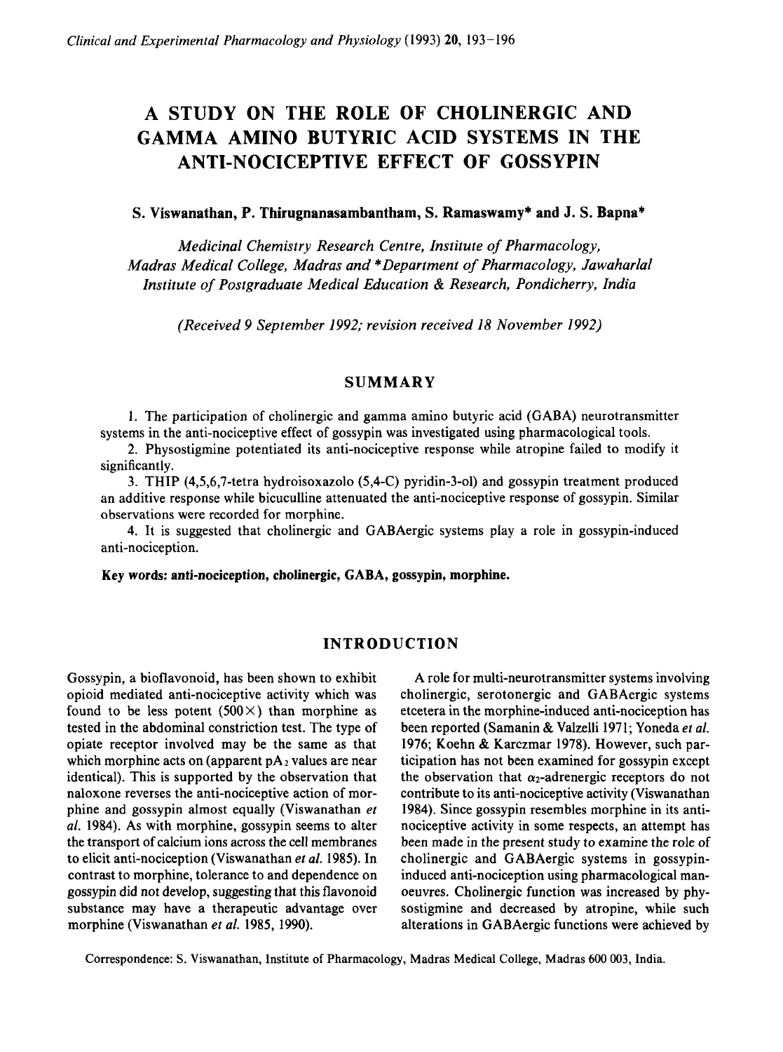# A STUDY ON THE ROLE OF CHOLINERGIC AND GAMMA AMINO BUTYRIC ACID SYSTEMS IN THE ANTI-NOCICEPTIVE EFFECT OF GOSSYPIN

**S. Viswanathan, P. Thirugnanasambantham, S. Ramaswamy* and J. S. Bapna***

*Medicinal Chemistry Research Centre, Institute of Pharmacology, Madras Medical College, Madras and *Department of Pharmacology, Jawaharlal Institute of Postgraduate Medical Education & Research, Pondicherry, India*

*(Received 9 September 1992; revision received 18 November 1992)*

## SUMMARY

1. The participation of cholinergic and gamma amino butyric acid (GABA) neurotransmitter systems in the anti-nociceptive effect of gossypin was investigated using pharmacological tools.
2. Physostigmine potentiated its anti-nociceptive response while atropine failed to modify it significantly.
3. THIP (4,5,6,7-tetra hydroisoxazolo (5,4-C) pyridin-3-ol) and gossypin treatment produced an additive response while bicuculline attenuated the anti-nociceptive response of gossypin. Similar observations were recorded for morphine.
4. It is suggested that cholinergic and GABAergic systems play a role in gossypin-induced anti-nociception.

**Key words: anti-nociception, cholinergic, GABA, gossypin, morphine.**

## INTRODUCTION

Gossypin, a bioflavonoid, has been shown to exhibit opioid mediated anti-nociceptive activity which was found to be less potent (500×) than morphine as tested in the abdominal constriction test. The type of opiate receptor involved may be the same as that which morphine acts on (apparent $pA_2$ values are near identical). This is supported by the observation that naloxone reverses the anti-nociceptive action of morphine and gossypin almost equally (Viswanathan *et al.* 1984). As with morphine, gossypin seems to alter the transport of calcium ions across the cell membranes to elicit anti-nociception (Viswanathan *et al.* 1985). In contrast to morphine, tolerance to and dependence on gossypin did not develop, suggesting that this flavonoid substance may have a therapeutic advantage over morphine (Viswanathan *et al.* 1985, 1990).

A role for multi-neurotransmitter systems involving cholinergic, serotonergic and GABAergic systems etcetera in the morphine-induced anti-nociception has been reported (Samanin & Valzelli 1971; Yoneda *et al.* 1976; Koehn & Karczmar 1978). However, such participation has not been examined for gossypin except the observation that $\alpha_2$-adrenergic receptors do not contribute to its anti-nociceptive activity (Viswanathan 1984). Since gossypin resembles morphine in its anti-nociceptive activity in some respects, an attempt has been made in the present study to examine the role of cholinergic and GABAergic systems in gossypin-induced anti-nociception using pharmacological manoeuvres. Cholinergic function was increased by physostigmine and decreased by atropine, while such alterations in GABAergic functions were achieved by

Correspondence: S. Viswanathan, Institute of Pharmacology, Madras Medical College, Madras 600 003, India.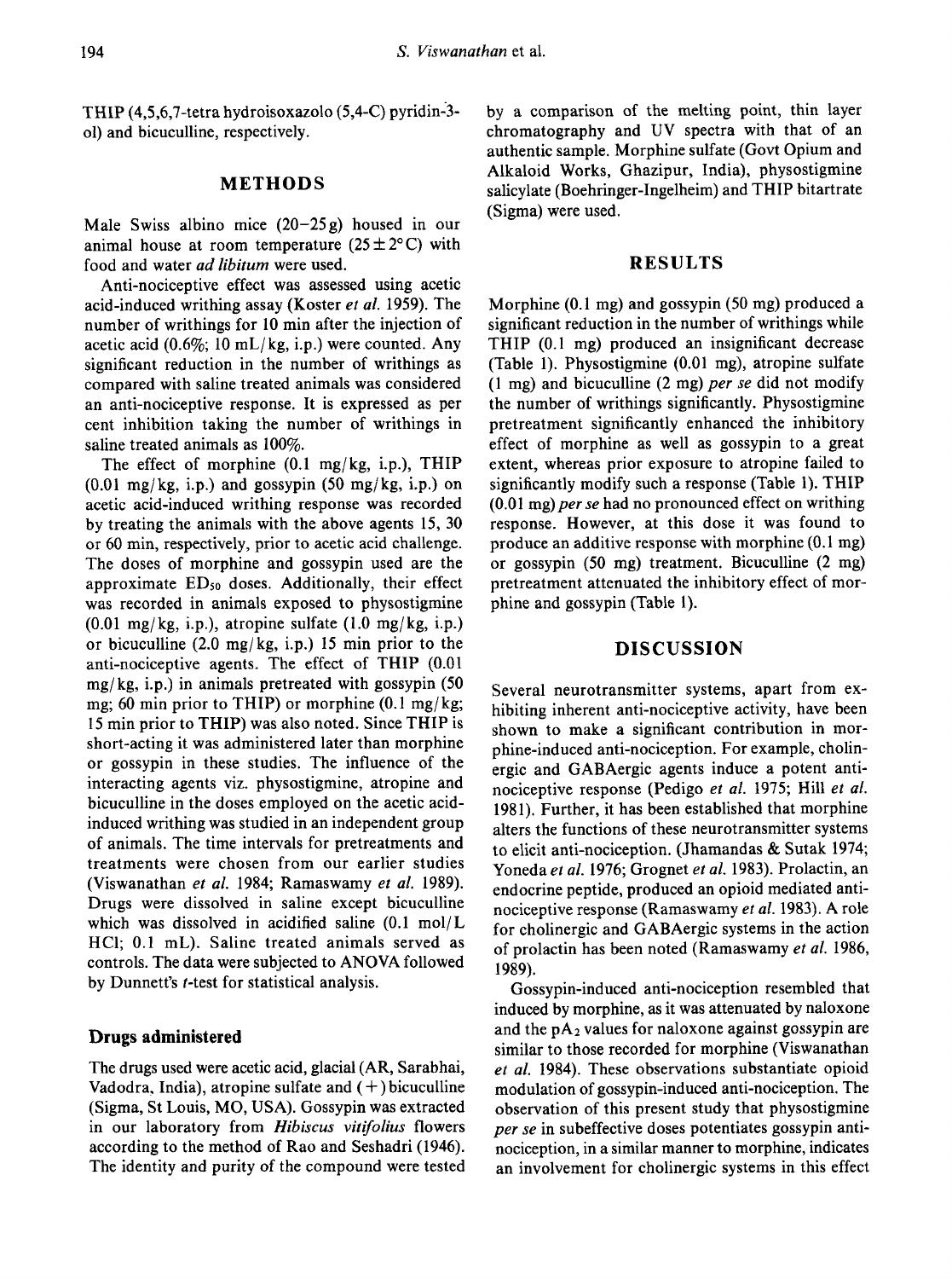THIP (4,5,6,7-tetra hydroisoxazolo (5,4-C) pyridin-3-ol) and bicuculline, respectively.

## METHODS

Male Swiss albino mice (20–25 g) housed in our animal house at room temperature ($25 \pm 2°C$) with food and water *ad libitum* were used.

Anti-nociceptive effect was assessed using acetic acid-induced writhing assay (Koster *et al.* 1959). The number of writhings for 10 min after the injection of acetic acid (0.6%; 10 mL/kg, i.p.) were counted. Any significant reduction in the number of writhings as compared with saline treated animals was considered an anti-nociceptive response. It is expressed as per cent inhibition taking the number of writhings in saline treated animals as 100%.

The effect of morphine (0.1 mg/kg, i.p.), THIP (0.01 mg/kg, i.p.) and gossypin (50 mg/kg, i.p.) on acetic acid-induced writhing response was recorded by treating the animals with the above agents 15, 30 or 60 min, respectively, prior to acetic acid challenge. The doses of morphine and gossypin used are the approximate $ED_{50}$ doses. Additionally, their effect was recorded in animals exposed to physostigmine (0.01 mg/kg, i.p.), atropine sulfate (1.0 mg/kg, i.p.) or bicuculline (2.0 mg/kg, i.p.) 15 min prior to the anti-nociceptive agents. The effect of THIP (0.01 mg/kg, i.p.) in animals pretreated with gossypin (50 mg; 60 min prior to THIP) or morphine (0.1 mg/kg; 15 min prior to THIP) was also noted. Since THIP is short-acting it was administered later than morphine or gossypin in these studies. The influence of the interacting agents viz. physostigmine, atropine and bicuculline in the doses employed on the acetic acid-induced writhing was studied in an independent group of animals. The time intervals for pretreatments and treatments were chosen from our earlier studies (Viswanathan *et al.* 1984; Ramaswamy *et al.* 1989). Drugs were dissolved in saline except bicuculline which was dissolved in acidified saline (0.1 mol/L HCl; 0.1 mL). Saline treated animals served as controls. The data were subjected to ANOVA followed by Dunnett's *t*-test for statistical analysis.

### Drugs administered

The drugs used were acetic acid, glacial (AR, Sarabhai, Vadodra, India), atropine sulfate and (+) bicuculline (Sigma, St Louis, MO, USA). Gossypin was extracted in our laboratory from *Hibiscus vitifolius* flowers according to the method of Rao and Seshadri (1946). The identity and purity of the compound were tested by a comparison of the melting point, thin layer chromatography and UV spectra with that of an authentic sample. Morphine sulfate (Govt Opium and Alkaloid Works, Ghazipur, India), physostigmine salicylate (Boehringer-Ingelheim) and THIP bitartrate (Sigma) were used.

## RESULTS

Morphine (0.1 mg) and gossypin (50 mg) produced a significant reduction in the number of writhings while THIP (0.1 mg) produced an insignificant decrease (Table 1). Physostigmine (0.01 mg), atropine sulfate (1 mg) and bicuculline (2 mg) *per se* did not modify the number of writhings significantly. Physostigmine pretreatment significantly enhanced the inhibitory effect of morphine as well as gossypin to a great extent, whereas prior exposure to atropine failed to significantly modify such a response (Table 1). THIP (0.01 mg) *per se* had no pronounced effect on writhing response. However, at this dose it was found to produce an additive response with morphine (0.1 mg) or gossypin (50 mg) treatment. Bicuculline (2 mg) pretreatment attenuated the inhibitory effect of morphine and gossypin (Table 1).

## DISCUSSION

Several neurotransmitter systems, apart from exhibiting inherent anti-nociceptive activity, have been shown to make a significant contribution in morphine-induced anti-nociception. For example, cholinergic and GABAergic agents induce a potent anti-nociceptive response (Pedigo *et al.* 1975; Hill *et al.* 1981). Further, it has been established that morphine alters the functions of these neurotransmitter systems to elicit anti-nociception. (Jhamandas & Sutak 1974; Yoneda *et al.* 1976; Grognet *et al.* 1983). Prolactin, an endocrine peptide, produced an opioid mediated anti-nociceptive response (Ramaswamy *et al.* 1983). A role for cholinergic and GABAergic systems in the action of prolactin has been noted (Ramaswamy *et al.* 1986, 1989).

Gossypin-induced anti-nociception resembled that induced by morphine, as it was attenuated by naloxone and the $pA_2$ values for naloxone against gossypin are similar to those recorded for morphine (Viswanathan *et al.* 1984). These observations substantiate opioid modulation of gossypin-induced anti-nociception. The observation of this present study that physostigmine *per se* in subeffective doses potentiates gossypin anti-nociception, in a similar manner to morphine, indicates an involvement for cholinergic systems in this effect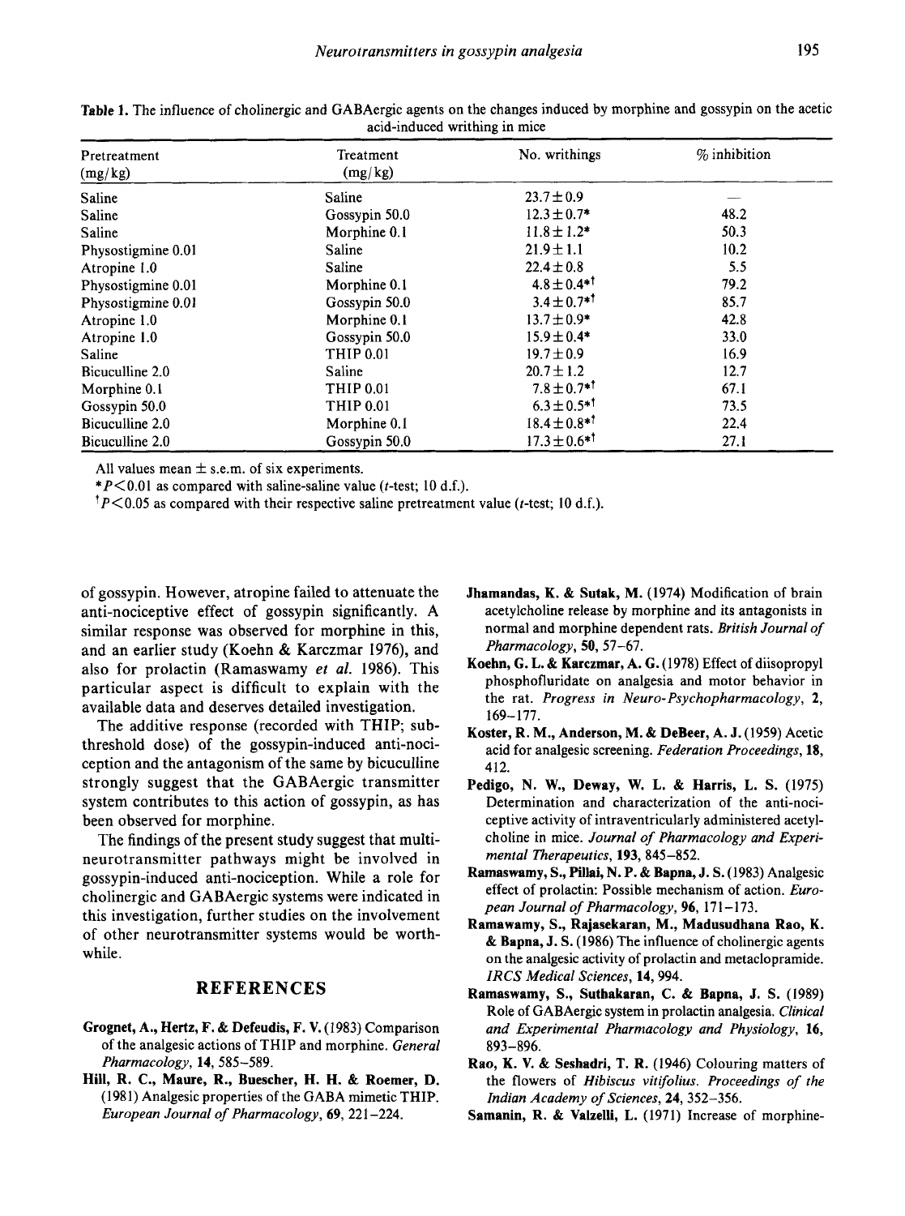**Table 1.** The influence of cholinergic and GABAergic agents on the changes induced by morphine and gossypin on the acetic acid-induced writhing in mice

| Pretreatment (mg/kg) | Treatment (mg/kg) | No. writhings | % inhibition |
|---|---|---|---|
| Saline | Saline | 23.7 ± 0.9 | — |
| Saline | Gossypin 50.0 | 12.3 ± 0.7* | 48.2 |
| Saline | Morphine 0.1 | 11.8 ± 1.2* | 50.3 |
| Physostigmine 0.01 | Saline | 21.9 ± 1.1 | 10.2 |
| Atropine 1.0 | Saline | 22.4 ± 0.8 | 5.5 |
| Physostigmine 0.01 | Morphine 0.1 | 4.8 ± 0.4*† | 79.2 |
| Physostigmine 0.01 | Gossypin 50.0 | 3.4 ± 0.7*† | 85.7 |
| Atropine 1.0 | Morphine 0.1 | 13.7 ± 0.9* | 42.8 |
| Atropine 1.0 | Gossypin 50.0 | 15.9 ± 0.4* | 33.0 |
| Saline | THIP 0.01 | 19.7 ± 0.9 | 16.9 |
| Bicuculline 2.0 | Saline | 20.7 ± 1.2 | 12.7 |
| Morphine 0.1 | THIP 0.01 | 7.8 ± 0.7*† | 67.1 |
| Gossypin 50.0 | THIP 0.01 | 6.3 ± 0.5*† | 73.5 |
| Bicuculline 2.0 | Morphine 0.1 | 18.4 ± 0.8*† | 22.4 |
| Bicuculline 2.0 | Gossypin 50.0 | 17.3 ± 0.6*† | 27.1 |

All values mean ± s.e.m. of six experiments.

*$P < 0.01$ as compared with saline-saline value ($t$-test; 10 d.f.).

†$P < 0.05$ as compared with their respective saline pretreatment value ($t$-test; 10 d.f.).

of gossypin. However, atropine failed to attenuate the anti-nociceptive effect of gossypin significantly. A similar response was observed for morphine in this, and an earlier study (Koehn & Karczmar 1976), and also for prolactin (Ramaswamy *et al.* 1986). This particular aspect is difficult to explain with the available data and deserves detailed investigation.

The additive response (recorded with THIP; sub-threshold dose) of the gossypin-induced anti-nociception and the antagonism of the same by bicuculline strongly suggest that the GABAergic transmitter system contributes to this action of gossypin, as has been observed for morphine.

The findings of the present study suggest that multi-neurotransmitter pathways might be involved in gossypin-induced anti-nociception. While a role for cholinergic and GABAergic systems were indicated in this investigation, further studies on the involvement of other neurotransmitter systems would be worthwhile.

## REFERENCES

**Grognet, A., Hertz, F. & Defeudis, F. V.** (1983) Comparison of the analgesic actions of THIP and morphine. *General Pharmacology*, **14**, 585–589.

**Hill, R. C., Maure, R., Buescher, H. H. & Roemer, D.** (1981) Analgesic properties of the GABA mimetic THIP. *European Journal of Pharmacology*, **69**, 221–224.

**Jhamandas, K. & Sutak, M.** (1974) Modification of brain acetylcholine release by morphine and its antagonists in normal and morphine dependent rats. *British Journal of Pharmacology*, **50**, 57–67.

**Koehn, G. L. & Karczmar, A. G.** (1978) Effect of diisopropyl phosphofluridate on analgesia and motor behavior in the rat. *Progress in Neuro-Psychopharmacology*, **2**, 169–177.

**Koster, R. M., Anderson, M. & DeBeer, A. J.** (1959) Acetic acid for analgesic screening. *Federation Proceedings*, **18**, 412.

**Pedigo, N. W., Deway, W. L. & Harris, L. S.** (1975) Determination and characterization of the anti-nociceptive activity of intraventricularly administered acetylcholine in mice. *Journal of Pharmacology and Experimental Therapeutics*, **193**, 845–852.

**Ramaswamy, S., Pillai, N. P. & Bapna, J. S.** (1983) Analgesic effect of prolactin: Possible mechanism of action. *European Journal of Pharmacology*, **96**, 171–173.

**Ramawamy, S., Rajasekaran, M., Madusudhana Rao, K. & Bapna, J. S.** (1986) The influence of cholinergic agents on the analgesic activity of prolactin and metaclopramide. *IRCS Medical Sciences*, **14**, 994.

**Ramaswamy, S., Suthakaran, C. & Bapna, J. S.** (1989) Role of GABAergic system in prolactin analgesia. *Clinical and Experimental Pharmacology and Physiology*, **16**, 893–896.

**Rao, K. V. & Seshadri, T. R.** (1946) Colouring matters of the flowers of *Hibiscus vitifolius*. *Proceedings of the Indian Academy of Sciences*, **24**, 352–356.

**Samanin, R. & Valzelli, L.** (1971) Increase of morphine-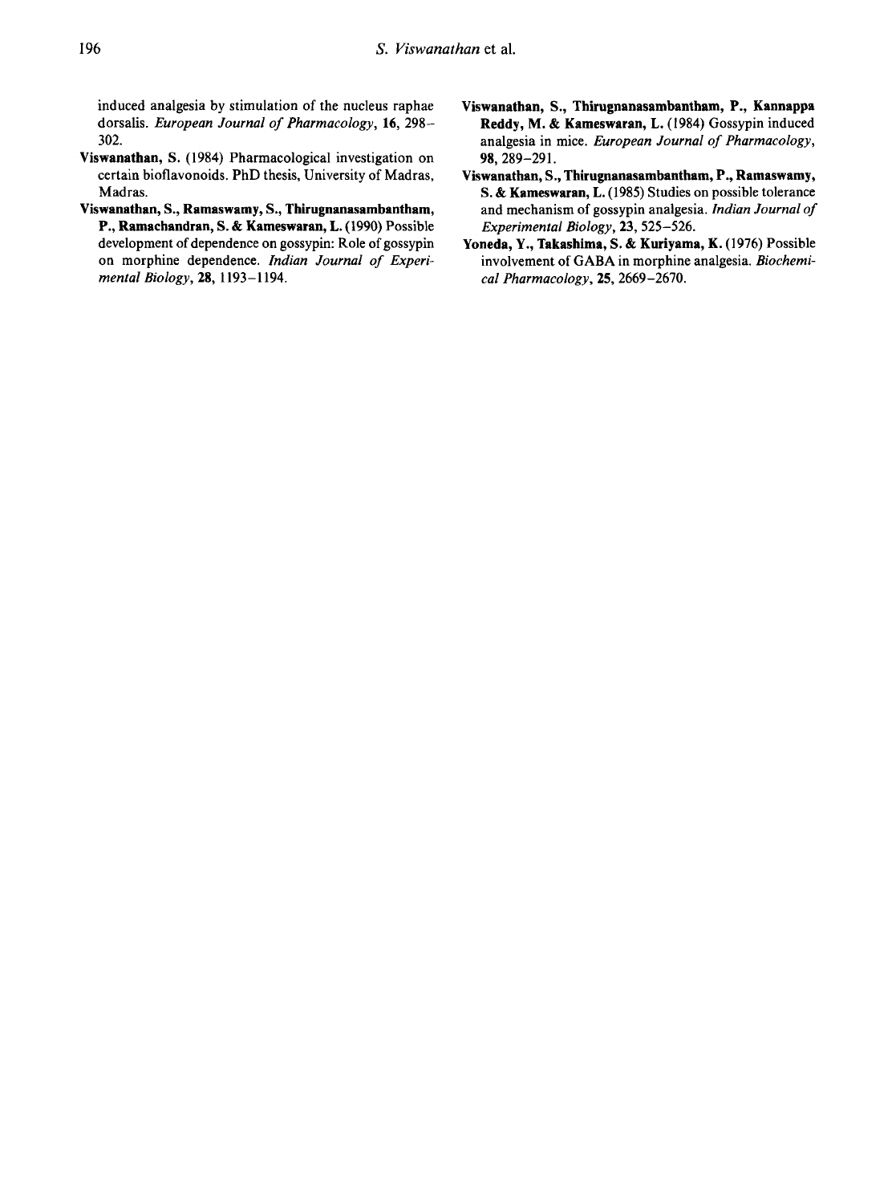induced analgesia by stimulation of the nucleus raphae dorsalis. *European Journal of Pharmacology*, **16**, 298–302.

**Viswanathan, S.** (1984) Pharmacological investigation on certain bioflavonoids. PhD thesis, University of Madras, Madras.

**Viswanathan, S., Ramaswamy, S., Thirugnanasambantham, P., Ramachandran, S. & Kameswaran, L.** (1990) Possible development of dependence on gossypin: Role of gossypin on morphine dependence. *Indian Journal of Experimental Biology*, **28**, 1193–1194.

**Viswanathan, S., Thirugnanasambantham, P., Kannappa Reddy, M. & Kameswaran, L.** (1984) Gossypin induced analgesia in mice. *European Journal of Pharmacology*, **98**, 289–291.

**Viswanathan, S., Thirugnanasambantham, P., Ramaswamy, S. & Kameswaran, L.** (1985) Studies on possible tolerance and mechanism of gossypin analgesia. *Indian Journal of Experimental Biology*, **23**, 525–526.

**Yoneda, Y., Takashima, S. & Kuriyama, K.** (1976) Possible involvement of GABA in morphine analgesia. *Biochemical Pharmacology*, **25**, 2669–2670.